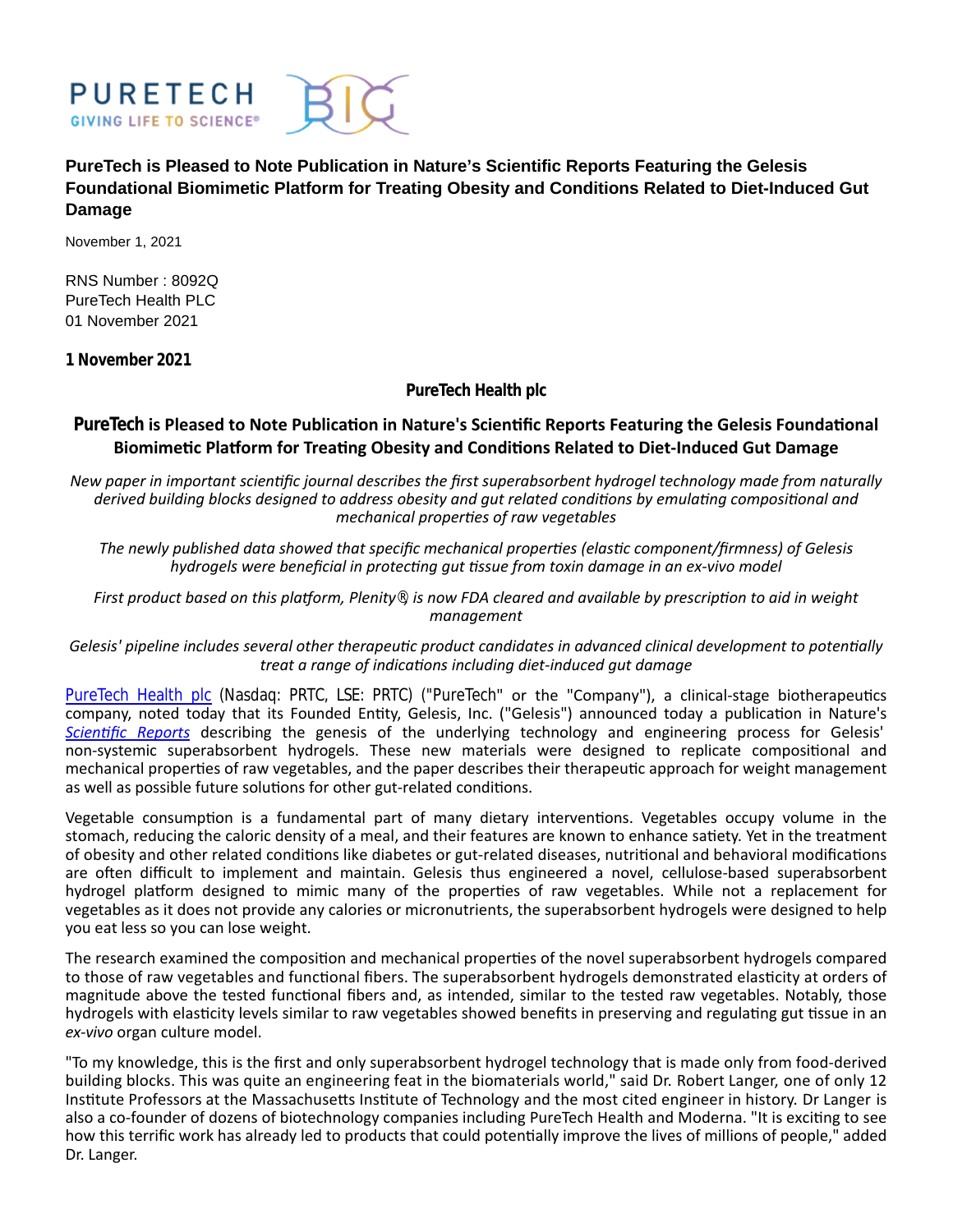PURETECH
GIVING LIFE TO SCIENCE®

# PureTech is Pleased to Note Publication in Nature's Scientific Reports Featuring the Gelesis Foundational Biomimetic Platform for Treating Obesity and Conditions Related to Diet-Induced Gut Damage

November 1, 2021

RNS Number : 8092Q
PureTech Health PLC
01 November 2021

**1 November 2021**

**PureTech Health plc**

## PureTech is Pleased to Note Publication in Nature's Scientific Reports Featuring the Gelesis Foundational Biomimetic Platform for Treating Obesity and Conditions Related to Diet-Induced Gut Damage

*New paper in important scientific journal describes the first superabsorbent hydrogel technology made from naturally derived building blocks designed to address obesity and gut related conditions by emulating compositional and mechanical properties of raw vegetables*

*The newly published data showed that specific mechanical properties (elastic component/firmness) of Gelesis hydrogels were beneficial in protecting gut tissue from toxin damage in an ex-vivo model*

*First product based on this platform, Plenity®, is now FDA cleared and available by prescription to aid in weight management*

*Gelesis' pipeline includes several other therapeutic product candidates in advanced clinical development to potentially treat a range of indications including diet-induced gut damage*

PureTech Health plc (Nasdaq: PRTC, LSE: PRTC) ("PureTech" or the "Company"), a clinical-stage biotherapeutics company, noted today that its Founded Entity, Gelesis, Inc. ("Gelesis") announced today a publication in Nature's *Scientific Reports* describing the genesis of the underlying technology and engineering process for Gelesis' non-systemic superabsorbent hydrogels. These new materials were designed to replicate compositional and mechanical properties of raw vegetables, and the paper describes their therapeutic approach for weight management as well as possible future solutions for other gut-related conditions.

Vegetable consumption is a fundamental part of many dietary interventions. Vegetables occupy volume in the stomach, reducing the caloric density of a meal, and their features are known to enhance satiety. Yet in the treatment of obesity and other related conditions like diabetes or gut-related diseases, nutritional and behavioral modifications are often difficult to implement and maintain. Gelesis thus engineered a novel, cellulose-based superabsorbent hydrogel platform designed to mimic many of the properties of raw vegetables. While not a replacement for vegetables as it does not provide any calories or micronutrients, the superabsorbent hydrogels were designed to help you eat less so you can lose weight.

The research examined the composition and mechanical properties of the novel superabsorbent hydrogels compared to those of raw vegetables and functional fibers. The superabsorbent hydrogels demonstrated elasticity at orders of magnitude above the tested functional fibers and, as intended, similar to the tested raw vegetables. Notably, those hydrogels with elasticity levels similar to raw vegetables showed benefits in preserving and regulating gut tissue in an *ex-vivo* organ culture model.

"To my knowledge, this is the first and only superabsorbent hydrogel technology that is made only from food-derived building blocks. This was quite an engineering feat in the biomaterials world," said Dr. Robert Langer, one of only 12 Institute Professors at the Massachusetts Institute of Technology and the most cited engineer in history. Dr Langer is also a co-founder of dozens of biotechnology companies including PureTech Health and Moderna. "It is exciting to see how this terrific work has already led to products that could potentially improve the lives of millions of people," added Dr. Langer.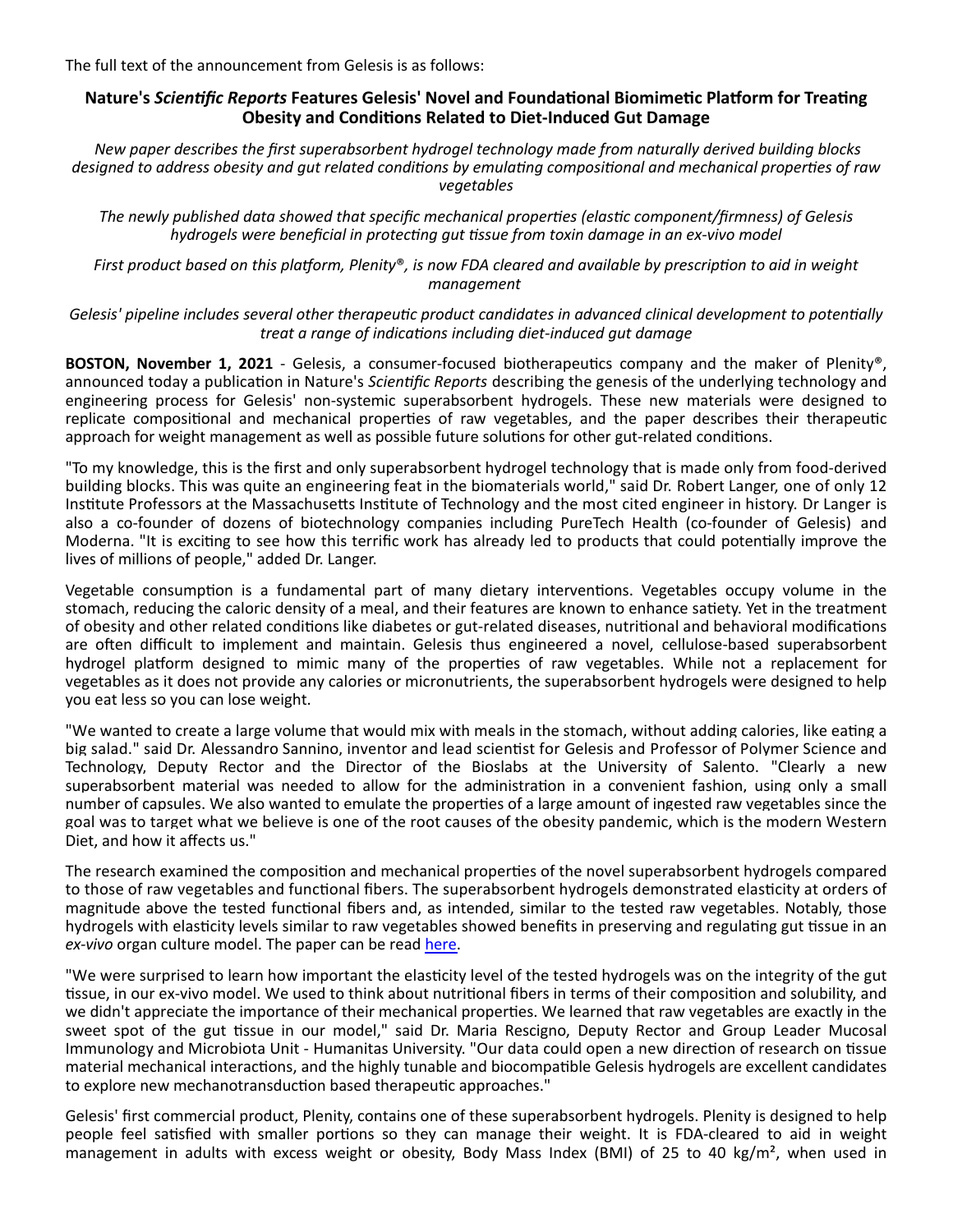The full text of the announcement from Gelesis is as follows:

## Nature's *Scientific Reports* Features Gelesis' Novel and Foundational Biomimetic Platform for Treating Obesity and Conditions Related to Diet-Induced Gut Damage

*New paper describes the first superabsorbent hydrogel technology made from naturally derived building blocks designed to address obesity and gut related conditions by emulating compositional and mechanical properties of raw vegetables*

*The newly published data showed that specific mechanical properties (elastic component/firmness) of Gelesis hydrogels were beneficial in protecting gut tissue from toxin damage in an ex-vivo model*

*First product based on this platform, Plenity®, is now FDA cleared and available by prescription to aid in weight management*

*Gelesis' pipeline includes several other therapeutic product candidates in advanced clinical development to potentially treat a range of indications including diet-induced gut damage*

**BOSTON, November 1, 2021** - Gelesis, a consumer-focused biotherapeutics company and the maker of Plenity®, announced today a publication in Nature's *Scientific Reports* describing the genesis of the underlying technology and engineering process for Gelesis' non-systemic superabsorbent hydrogels. These new materials were designed to replicate compositional and mechanical properties of raw vegetables, and the paper describes their therapeutic approach for weight management as well as possible future solutions for other gut-related conditions.

"To my knowledge, this is the first and only superabsorbent hydrogel technology that is made only from food-derived building blocks. This was quite an engineering feat in the biomaterials world," said Dr. Robert Langer, one of only 12 Institute Professors at the Massachusetts Institute of Technology and the most cited engineer in history. Dr Langer is also a co-founder of dozens of biotechnology companies including PureTech Health (co-founder of Gelesis) and Moderna. "It is exciting to see how this terrific work has already led to products that could potentially improve the lives of millions of people," added Dr. Langer.

Vegetable consumption is a fundamental part of many dietary interventions. Vegetables occupy volume in the stomach, reducing the caloric density of a meal, and their features are known to enhance satiety. Yet in the treatment of obesity and other related conditions like diabetes or gut-related diseases, nutritional and behavioral modifications are often difficult to implement and maintain. Gelesis thus engineered a novel, cellulose-based superabsorbent hydrogel platform designed to mimic many of the properties of raw vegetables. While not a replacement for vegetables as it does not provide any calories or micronutrients, the superabsorbent hydrogels were designed to help you eat less so you can lose weight.

"We wanted to create a large volume that would mix with meals in the stomach, without adding calories, like eating a big salad." said Dr. Alessandro Sannino, inventor and lead scientist for Gelesis and Professor of Polymer Science and Technology, Deputy Rector and the Director of the Bioslabs at the University of Salento. "Clearly a new superabsorbent material was needed to allow for the administration in a convenient fashion, using only a small number of capsules. We also wanted to emulate the properties of a large amount of ingested raw vegetables since the goal was to target what we believe is one of the root causes of the obesity pandemic, which is the modern Western Diet, and how it affects us."

The research examined the composition and mechanical properties of the novel superabsorbent hydrogels compared to those of raw vegetables and functional fibers. The superabsorbent hydrogels demonstrated elasticity at orders of magnitude above the tested functional fibers and, as intended, similar to the tested raw vegetables. Notably, those hydrogels with elasticity levels similar to raw vegetables showed benefits in preserving and regulating gut tissue in an *ex-vivo* organ culture model. The paper can be read here.

"We were surprised to learn how important the elasticity level of the tested hydrogels was on the integrity of the gut tissue, in our ex-vivo model. We used to think about nutritional fibers in terms of their composition and solubility, and we didn't appreciate the importance of their mechanical properties. We learned that raw vegetables are exactly in the sweet spot of the gut tissue in our model," said Dr. Maria Rescigno, Deputy Rector and Group Leader Mucosal Immunology and Microbiota Unit - Humanitas University. "Our data could open a new direction of research on tissue material mechanical interactions, and the highly tunable and biocompatible Gelesis hydrogels are excellent candidates to explore new mechanotransduction based therapeutic approaches."

Gelesis' first commercial product, Plenity, contains one of these superabsorbent hydrogels. Plenity is designed to help people feel satisfied with smaller portions so they can manage their weight. It is FDA-cleared to aid in weight management in adults with excess weight or obesity, Body Mass Index (BMI) of 25 to 40 kg/m², when used in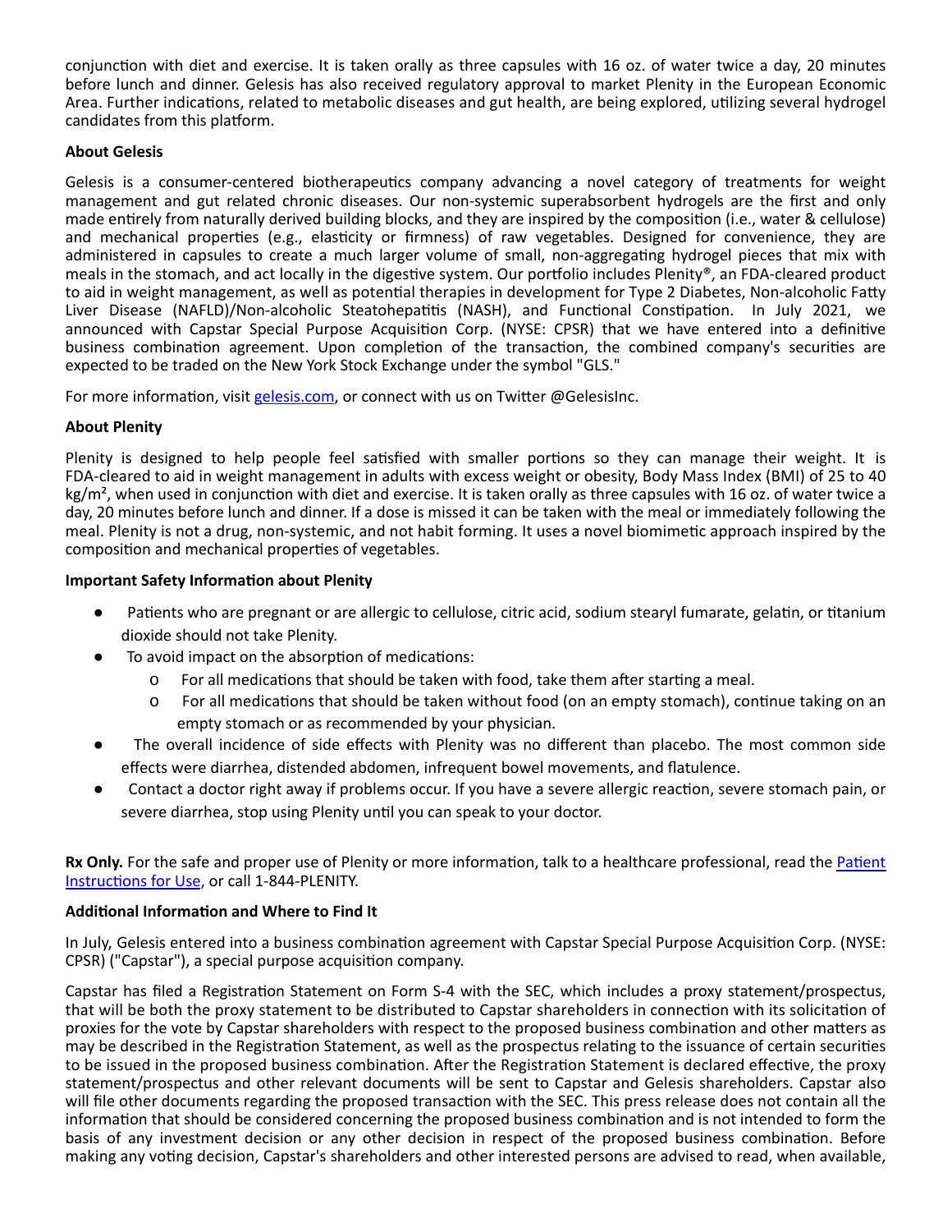conjunction with diet and exercise. It is taken orally as three capsules with 16 oz. of water twice a day, 20 minutes before lunch and dinner. Gelesis has also received regulatory approval to market Plenity in the European Economic Area. Further indications, related to metabolic diseases and gut health, are being explored, utilizing several hydrogel candidates from this platform.

**About Gelesis**

Gelesis is a consumer-centered biotherapeutics company advancing a novel category of treatments for weight management and gut related chronic diseases. Our non-systemic superabsorbent hydrogels are the first and only made entirely from naturally derived building blocks, and they are inspired by the composition (i.e., water & cellulose) and mechanical properties (e.g., elasticity or firmness) of raw vegetables. Designed for convenience, they are administered in capsules to create a much larger volume of small, non-aggregating hydrogel pieces that mix with meals in the stomach, and act locally in the digestive system. Our portfolio includes Plenity®, an FDA-cleared product to aid in weight management, as well as potential therapies in development for Type 2 Diabetes, Non-alcoholic Fatty Liver Disease (NAFLD)/Non-alcoholic Steatohepatitis (NASH), and Functional Constipation. In July 2021, we announced with Capstar Special Purpose Acquisition Corp. (NYSE: CPSR) that we have entered into a definitive business combination agreement. Upon completion of the transaction, the combined company's securities are expected to be traded on the New York Stock Exchange under the symbol "GLS."

For more information, visit [gelesis.com](gelesis.com), or connect with us on Twitter @GelesisInc.

**About Plenity**

Plenity is designed to help people feel satisfied with smaller portions so they can manage their weight. It is FDA-cleared to aid in weight management in adults with excess weight or obesity, Body Mass Index (BMI) of 25 to 40 kg/m², when used in conjunction with diet and exercise. It is taken orally as three capsules with 16 oz. of water twice a day, 20 minutes before lunch and dinner. If a dose is missed it can be taken with the meal or immediately following the meal. Plenity is not a drug, non-systemic, and not habit forming. It uses a novel biomimetic approach inspired by the composition and mechanical properties of vegetables.

**Important Safety Information about Plenity**

- Patients who are pregnant or are allergic to cellulose, citric acid, sodium stearyl fumarate, gelatin, or titanium dioxide should not take Plenity.
- To avoid impact on the absorption of medications:
  - For all medications that should be taken with food, take them after starting a meal.
  - For all medications that should be taken without food (on an empty stomach), continue taking on an empty stomach or as recommended by your physician.
- The overall incidence of side effects with Plenity was no different than placebo. The most common side effects were diarrhea, distended abdomen, infrequent bowel movements, and flatulence.
- Contact a doctor right away if problems occur. If you have a severe allergic reaction, severe stomach pain, or severe diarrhea, stop using Plenity until you can speak to your doctor.

**Rx Only.** For the safe and proper use of Plenity or more information, talk to a healthcare professional, read the Patient Instructions for Use, or call 1-844-PLENITY.

**Additional Information and Where to Find It**

In July, Gelesis entered into a business combination agreement with Capstar Special Purpose Acquisition Corp. (NYSE: CPSR) ("Capstar"), a special purpose acquisition company.

Capstar has filed a Registration Statement on Form S-4 with the SEC, which includes a proxy statement/prospectus, that will be both the proxy statement to be distributed to Capstar shareholders in connection with its solicitation of proxies for the vote by Capstar shareholders with respect to the proposed business combination and other matters as may be described in the Registration Statement, as well as the prospectus relating to the issuance of certain securities to be issued in the proposed business combination. After the Registration Statement is declared effective, the proxy statement/prospectus and other relevant documents will be sent to Capstar and Gelesis shareholders. Capstar also will file other documents regarding the proposed transaction with the SEC. This press release does not contain all the information that should be considered concerning the proposed business combination and is not intended to form the basis of any investment decision or any other decision in respect of the proposed business combination. Before making any voting decision, Capstar's shareholders and other interested persons are advised to read, when available,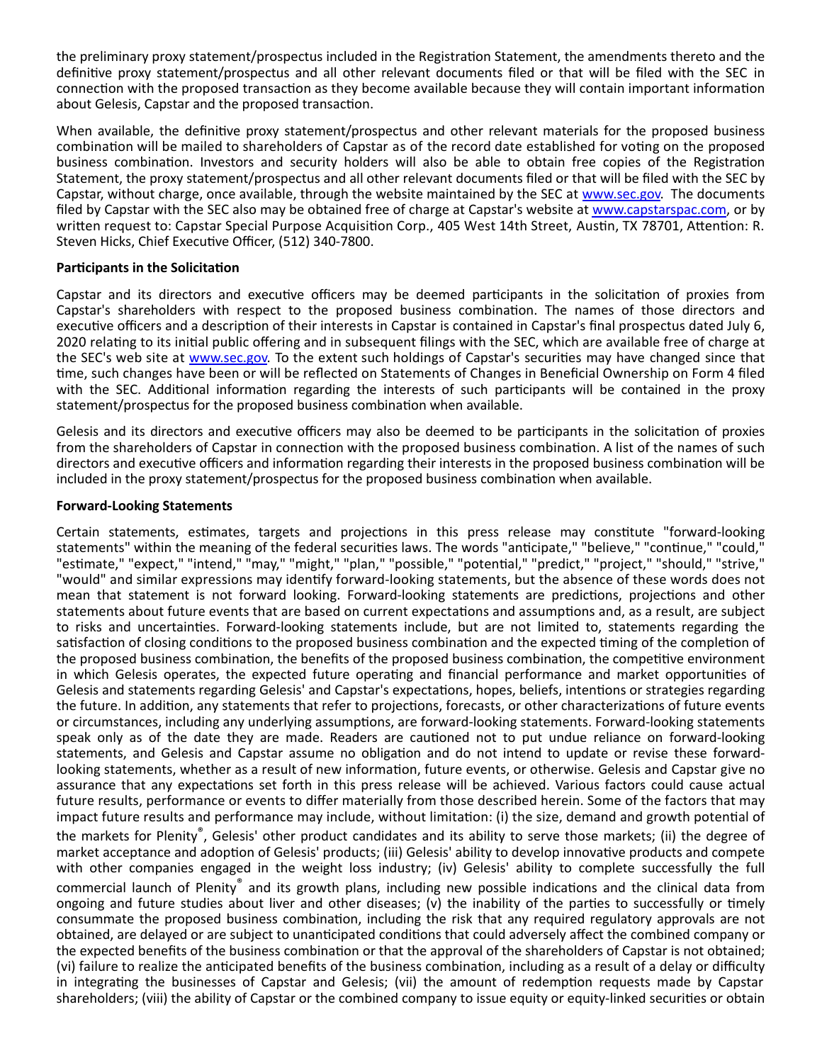the preliminary proxy statement/prospectus included in the Registration Statement, the amendments thereto and the definitive proxy statement/prospectus and all other relevant documents filed or that will be filed with the SEC in connection with the proposed transaction as they become available because they will contain important information about Gelesis, Capstar and the proposed transaction.

When available, the definitive proxy statement/prospectus and other relevant materials for the proposed business combination will be mailed to shareholders of Capstar as of the record date established for voting on the proposed business combination. Investors and security holders will also be able to obtain free copies of the Registration Statement, the proxy statement/prospectus and all other relevant documents filed or that will be filed with the SEC by Capstar, without charge, once available, through the website maintained by the SEC at [www.sec.gov](www.sec.gov). The documents filed by Capstar with the SEC also may be obtained free of charge at Capstar's website at [www.capstarspac.com](www.capstarspac.com), or by written request to: Capstar Special Purpose Acquisition Corp., 405 West 14th Street, Austin, TX 78701, Attention: R. Steven Hicks, Chief Executive Officer, (512) 340-7800.

**Participants in the Solicitation**

Capstar and its directors and executive officers may be deemed participants in the solicitation of proxies from Capstar's shareholders with respect to the proposed business combination. The names of those directors and executive officers and a description of their interests in Capstar is contained in Capstar's final prospectus dated July 6, 2020 relating to its initial public offering and in subsequent filings with the SEC, which are available free of charge at the SEC's web site at [www.sec.gov](www.sec.gov). To the extent such holdings of Capstar's securities may have changed since that time, such changes have been or will be reflected on Statements of Changes in Beneficial Ownership on Form 4 filed with the SEC. Additional information regarding the interests of such participants will be contained in the proxy statement/prospectus for the proposed business combination when available.

Gelesis and its directors and executive officers may also be deemed to be participants in the solicitation of proxies from the shareholders of Capstar in connection with the proposed business combination. A list of the names of such directors and executive officers and information regarding their interests in the proposed business combination will be included in the proxy statement/prospectus for the proposed business combination when available.

**Forward-Looking Statements**

Certain statements, estimates, targets and projections in this press release may constitute "forward-looking statements" within the meaning of the federal securities laws. The words "anticipate," "believe," "continue," "could," "estimate," "expect," "intend," "may," "might," "plan," "possible," "potential," "predict," "project," "should," "strive," "would" and similar expressions may identify forward-looking statements, but the absence of these words does not mean that statement is not forward looking. Forward-looking statements are predictions, projections and other statements about future events that are based on current expectations and assumptions and, as a result, are subject to risks and uncertainties. Forward-looking statements include, but are not limited to, statements regarding the satisfaction of closing conditions to the proposed business combination and the expected timing of the completion of the proposed business combination, the benefits of the proposed business combination, the competitive environment in which Gelesis operates, the expected future operating and financial performance and market opportunities of Gelesis and statements regarding Gelesis' and Capstar's expectations, hopes, beliefs, intentions or strategies regarding the future. In addition, any statements that refer to projections, forecasts, or other characterizations of future events or circumstances, including any underlying assumptions, are forward-looking statements. Forward-looking statements speak only as of the date they are made. Readers are cautioned not to put undue reliance on forward-looking statements, and Gelesis and Capstar assume no obligation and do not intend to update or revise these forward-looking statements, whether as a result of new information, future events, or otherwise. Gelesis and Capstar give no assurance that any expectations set forth in this press release will be achieved. Various factors could cause actual future results, performance or events to differ materially from those described herein. Some of the factors that may impact future results and performance may include, without limitation: (i) the size, demand and growth potential of the markets for Plenity®, Gelesis' other product candidates and its ability to serve those markets; (ii) the degree of market acceptance and adoption of Gelesis' products; (iii) Gelesis' ability to develop innovative products and compete with other companies engaged in the weight loss industry; (iv) Gelesis' ability to complete successfully the full commercial launch of Plenity® and its growth plans, including new possible indications and the clinical data from ongoing and future studies about liver and other diseases; (v) the inability of the parties to successfully or timely consummate the proposed business combination, including the risk that any required regulatory approvals are not obtained, are delayed or are subject to unanticipated conditions that could adversely affect the combined company or the expected benefits of the business combination or that the approval of the shareholders of Capstar is not obtained; (vi) failure to realize the anticipated benefits of the business combination, including as a result of a delay or difficulty in integrating the businesses of Capstar and Gelesis; (vii) the amount of redemption requests made by Capstar shareholders; (viii) the ability of Capstar or the combined company to issue equity or equity-linked securities or obtain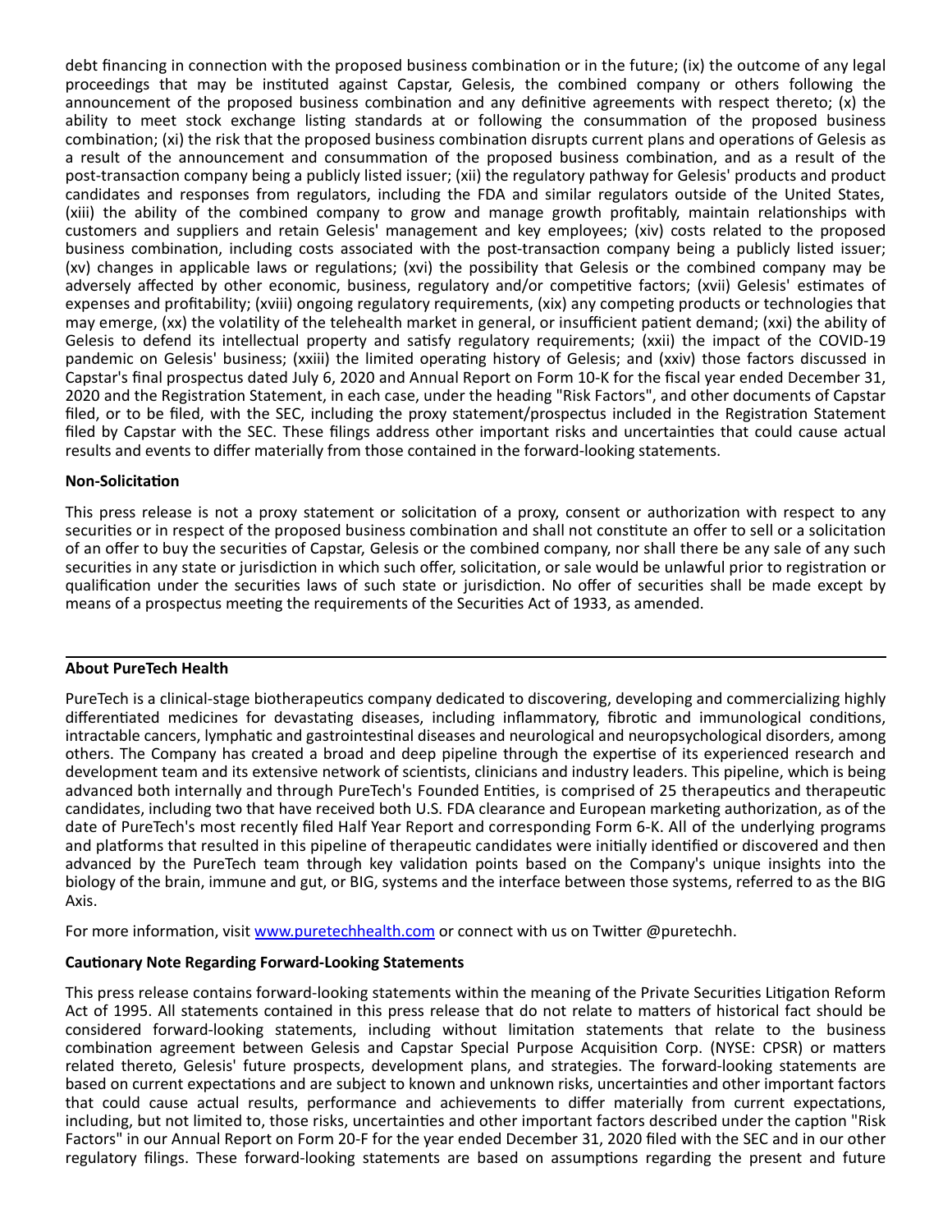debt financing in connection with the proposed business combination or in the future; (ix) the outcome of any legal proceedings that may be instituted against Capstar, Gelesis, the combined company or others following the announcement of the proposed business combination and any definitive agreements with respect thereto; (x) the ability to meet stock exchange listing standards at or following the consummation of the proposed business combination; (xi) the risk that the proposed business combination disrupts current plans and operations of Gelesis as a result of the announcement and consummation of the proposed business combination, and as a result of the post-transaction company being a publicly listed issuer; (xii) the regulatory pathway for Gelesis' products and product candidates and responses from regulators, including the FDA and similar regulators outside of the United States, (xiii) the ability of the combined company to grow and manage growth profitably, maintain relationships with customers and suppliers and retain Gelesis' management and key employees; (xiv) costs related to the proposed business combination, including costs associated with the post-transaction company being a publicly listed issuer; (xv) changes in applicable laws or regulations; (xvi) the possibility that Gelesis or the combined company may be adversely affected by other economic, business, regulatory and/or competitive factors; (xvii) Gelesis' estimates of expenses and profitability; (xviii) ongoing regulatory requirements, (xix) any competing products or technologies that may emerge, (xx) the volatility of the telehealth market in general, or insufficient patient demand; (xxi) the ability of Gelesis to defend its intellectual property and satisfy regulatory requirements; (xxii) the impact of the COVID-19 pandemic on Gelesis' business; (xxiii) the limited operating history of Gelesis; and (xxiv) those factors discussed in Capstar's final prospectus dated July 6, 2020 and Annual Report on Form 10-K for the fiscal year ended December 31, 2020 and the Registration Statement, in each case, under the heading "Risk Factors", and other documents of Capstar filed, or to be filed, with the SEC, including the proxy statement/prospectus included in the Registration Statement filed by Capstar with the SEC. These filings address other important risks and uncertainties that could cause actual results and events to differ materially from those contained in the forward-looking statements.

**Non-Solicitation**

This press release is not a proxy statement or solicitation of a proxy, consent or authorization with respect to any securities or in respect of the proposed business combination and shall not constitute an offer to sell or a solicitation of an offer to buy the securities of Capstar, Gelesis or the combined company, nor shall there be any sale of any such securities in any state or jurisdiction in which such offer, solicitation, or sale would be unlawful prior to registration or qualification under the securities laws of such state or jurisdiction. No offer of securities shall be made except by means of a prospectus meeting the requirements of the Securities Act of 1933, as amended.

---

**About PureTech Health**

PureTech is a clinical-stage biotherapeutics company dedicated to discovering, developing and commercializing highly differentiated medicines for devastating diseases, including inflammatory, fibrotic and immunological conditions, intractable cancers, lymphatic and gastrointestinal diseases and neurological and neuropsychological disorders, among others. The Company has created a broad and deep pipeline through the expertise of its experienced research and development team and its extensive network of scientists, clinicians and industry leaders. This pipeline, which is being advanced both internally and through PureTech's Founded Entities, is comprised of 25 therapeutics and therapeutic candidates, including two that have received both U.S. FDA clearance and European marketing authorization, as of the date of PureTech's most recently filed Half Year Report and corresponding Form 6-K. All of the underlying programs and platforms that resulted in this pipeline of therapeutic candidates were initially identified or discovered and then advanced by the PureTech team through key validation points based on the Company's unique insights into the biology of the brain, immune and gut, or BIG, systems and the interface between those systems, referred to as the BIG Axis.

For more information, visit www.puretechhealth.com or connect with us on Twitter @puretechh.

**Cautionary Note Regarding Forward-Looking Statements**

This press release contains forward-looking statements within the meaning of the Private Securities Litigation Reform Act of 1995. All statements contained in this press release that do not relate to matters of historical fact should be considered forward-looking statements, including without limitation statements that relate to the business combination agreement between Gelesis and Capstar Special Purpose Acquisition Corp. (NYSE: CPSR) or matters related thereto, Gelesis' future prospects, development plans, and strategies. The forward-looking statements are based on current expectations and are subject to known and unknown risks, uncertainties and other important factors that could cause actual results, performance and achievements to differ materially from current expectations, including, but not limited to, those risks, uncertainties and other important factors described under the caption "Risk Factors" in our Annual Report on Form 20-F for the year ended December 31, 2020 filed with the SEC and in our other regulatory filings. These forward-looking statements are based on assumptions regarding the present and future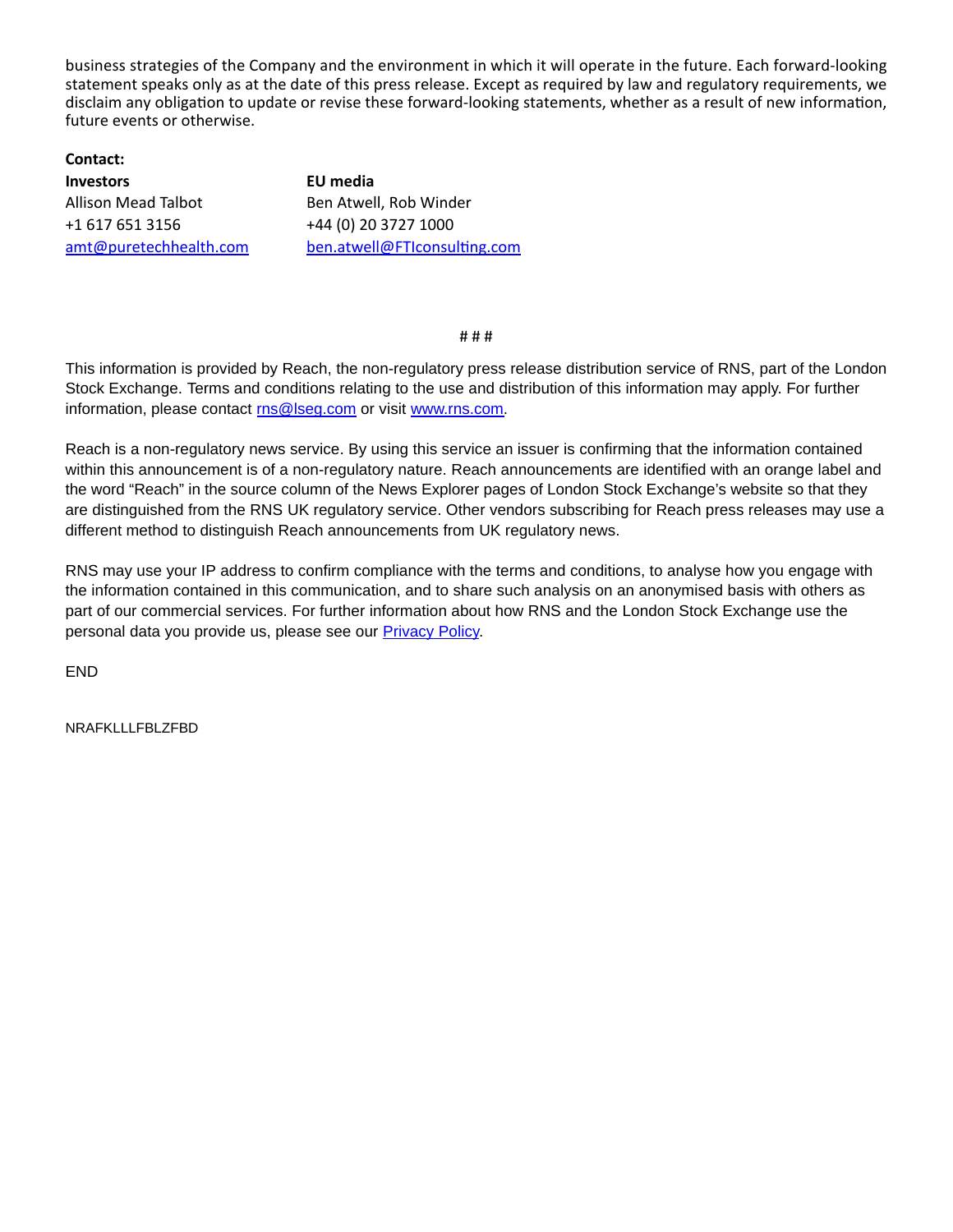business strategies of the Company and the environment in which it will operate in the future. Each forward-looking statement speaks only as at the date of this press release. Except as required by law and regulatory requirements, we disclaim any obligation to update or revise these forward-looking statements, whether as a result of new information, future events or otherwise.

**Contact:**

| **Investors** | **EU media** |
| --- | --- |
| Allison Mead Talbot | Ben Atwell, Rob Winder |
| +1 617 651 3156 | +44 (0) 20 3727 1000 |
| amt@puretechhealth.com | ben.atwell@FTIconsulting.com |

# # #

This information is provided by Reach, the non-regulatory press release distribution service of RNS, part of the London Stock Exchange. Terms and conditions relating to the use and distribution of this information may apply. For further information, please contact rns@lseg.com or visit www.rns.com.

Reach is a non-regulatory news service. By using this service an issuer is confirming that the information contained within this announcement is of a non-regulatory nature. Reach announcements are identified with an orange label and the word "Reach" in the source column of the News Explorer pages of London Stock Exchange's website so that they are distinguished from the RNS UK regulatory service. Other vendors subscribing for Reach press releases may use a different method to distinguish Reach announcements from UK regulatory news.

RNS may use your IP address to confirm compliance with the terms and conditions, to analyse how you engage with the information contained in this communication, and to share such analysis on an anonymised basis with others as part of our commercial services. For further information about how RNS and the London Stock Exchange use the personal data you provide us, please see our Privacy Policy.

END

NRAFKLLLFBLZFBD